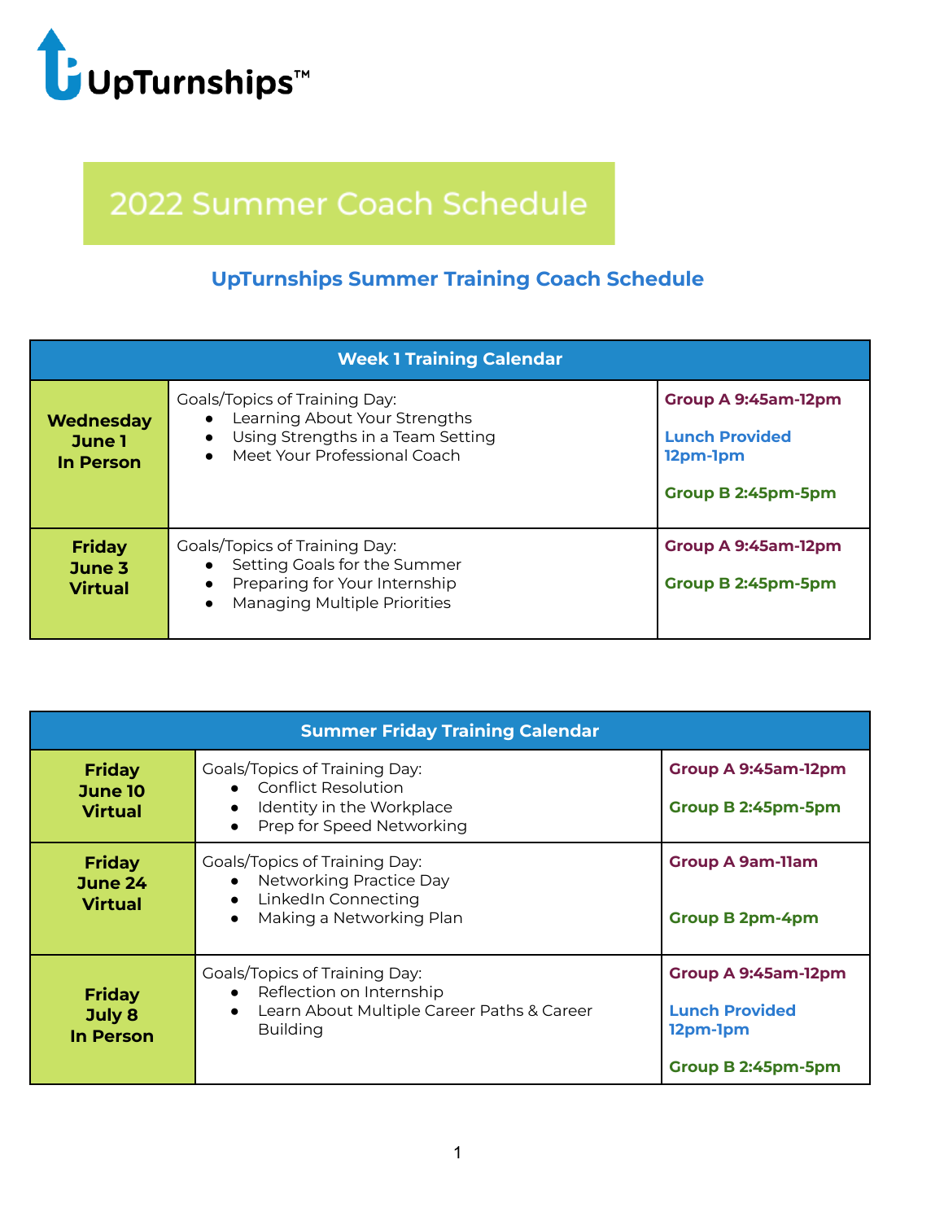UpTurnships™

# 2022 Summer Coach Schedule

## UpTurnships Summer Training Coach Schedule

| Week 1 Training Calendar | | |
|---|---|---|
| **Wednesday June 1 In Person** | Goals/Topics of Training Day:<br>• Learning About Your Strengths<br>• Using Strengths in a Team Setting<br>• Meet Your Professional Coach | **Group A 9:45am-12pm**<br><br>**Lunch Provided 12pm-1pm**<br><br>**Group B 2:45pm-5pm** |
| **Friday June 3 Virtual** | Goals/Topics of Training Day:<br>• Setting Goals for the Summer<br>• Preparing for Your Internship<br>• Managing Multiple Priorities | **Group A 9:45am-12pm**<br><br>**Group B 2:45pm-5pm** |

| Summer Friday Training Calendar | | |
|---|---|---|
| **Friday June 10 Virtual** | Goals/Topics of Training Day:<br>• Conflict Resolution<br>• Identity in the Workplace<br>• Prep for Speed Networking | **Group A 9:45am-12pm**<br><br>**Group B 2:45pm-5pm** |
| **Friday June 24 Virtual** | Goals/Topics of Training Day:<br>• Networking Practice Day<br>• LinkedIn Connecting<br>• Making a Networking Plan | **Group A 9am-11am**<br><br>**Group B 2pm-4pm** |
| **Friday July 8 In Person** | Goals/Topics of Training Day:<br>• Reflection on Internship<br>• Learn About Multiple Career Paths & Career Building | **Group A 9:45am-12pm**<br><br>**Lunch Provided 12pm-1pm**<br><br>**Group B 2:45pm-5pm** |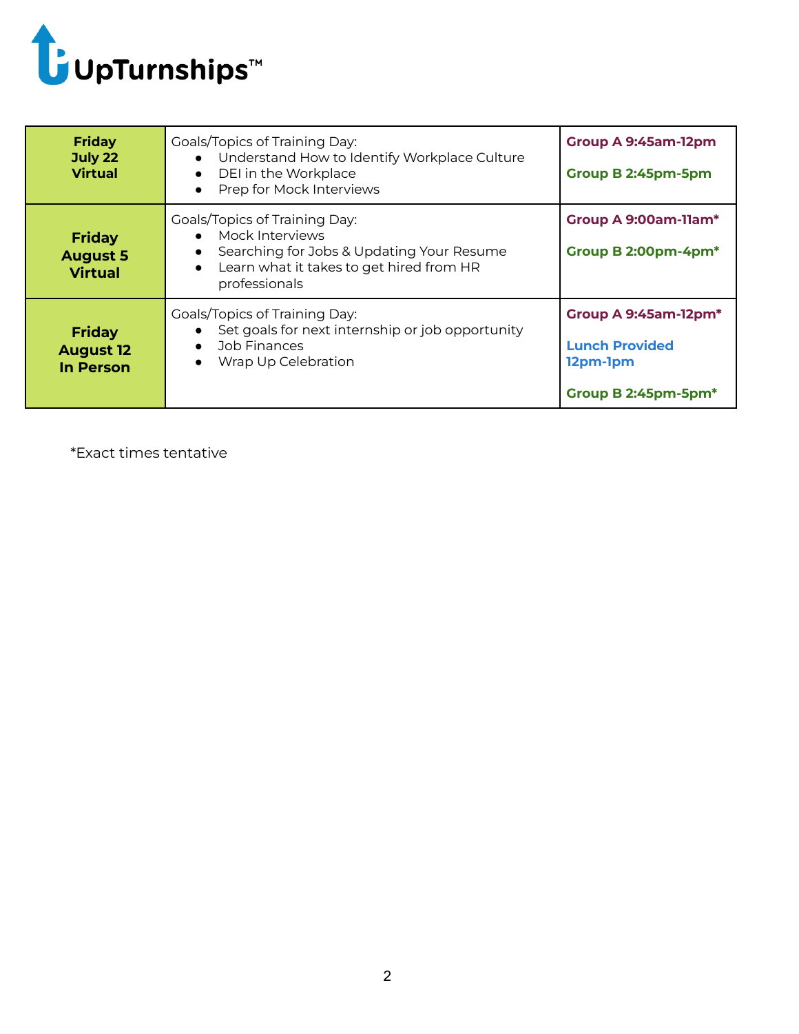UpTurnships™

| | | |
|---|---|---|
| **Friday July 22 Virtual** | Goals/Topics of Training Day:<br>• Understand How to Identify Workplace Culture<br>• DEI in the Workplace<br>• Prep for Mock Interviews | **Group A 9:45am-12pm**<br><br>**Group B 2:45pm-5pm** |
| **Friday August 5 Virtual** | Goals/Topics of Training Day:<br>• Mock Interviews<br>• Searching for Jobs & Updating Your Resume<br>• Learn what it takes to get hired from HR professionals | **Group A 9:00am-11am***<br><br>**Group B 2:00pm-4pm*** |
| **Friday August 12 In Person** | Goals/Topics of Training Day:<br>• Set goals for next internship or job opportunity<br>• Job Finances<br>• Wrap Up Celebration | **Group A 9:45am-12pm***<br><br>**Lunch Provided 12pm-1pm**<br><br>**Group B 2:45pm-5pm*** |

*Exact times tentative